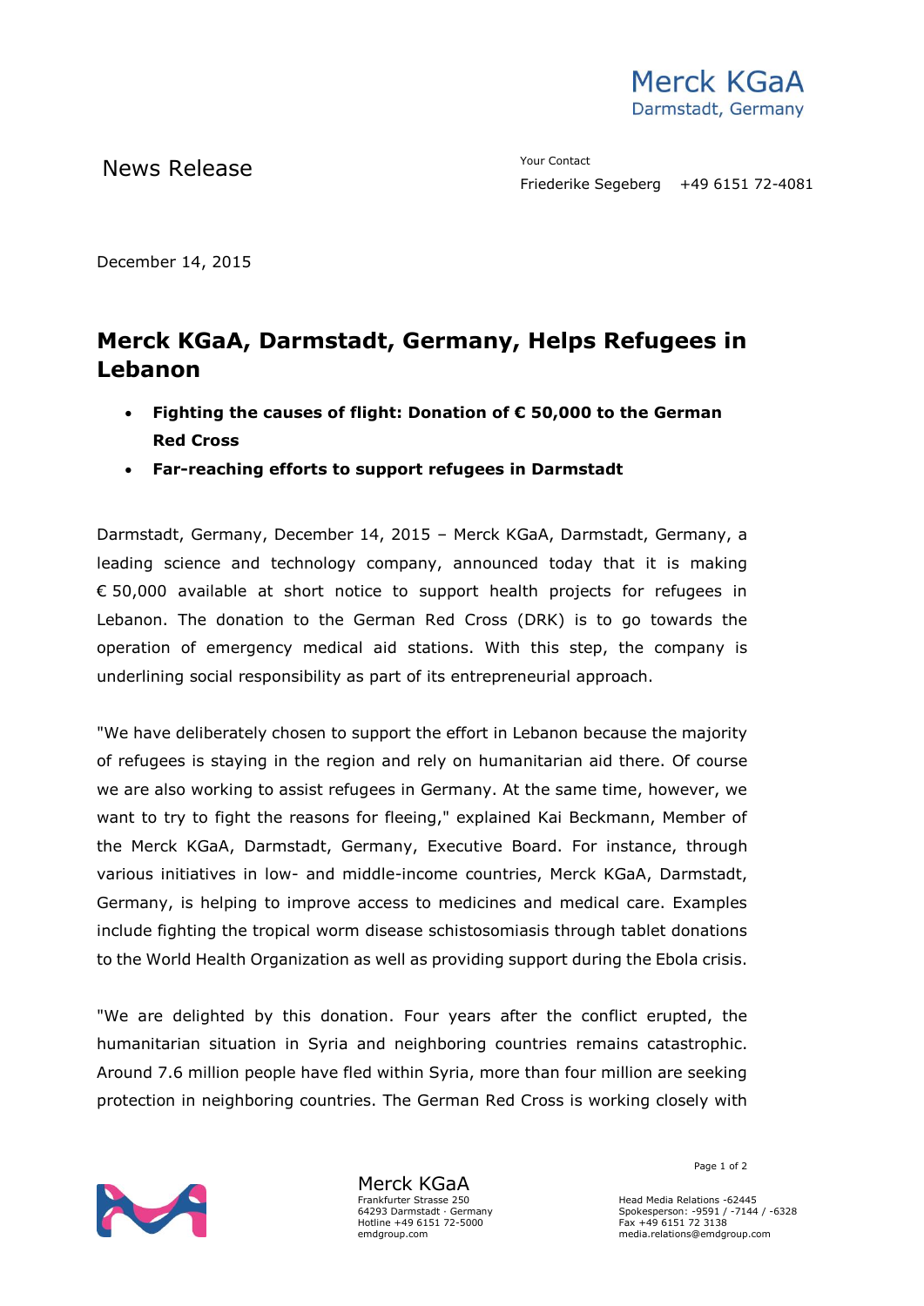Merck KGaA
Darmstadt, Germany

News Release

Your Contact
Friederike Segeberg +49 6151 72-4081

December 14, 2015

# Merck KGaA, Darmstadt, Germany, Helps Refugees in Lebanon

- **Fighting the causes of flight: Donation of € 50,000 to the German Red Cross**
- **Far-reaching efforts to support refugees in Darmstadt**

Darmstadt, Germany, December 14, 2015 – Merck KGaA, Darmstadt, Germany, a leading science and technology company, announced today that it is making € 50,000 available at short notice to support health projects for refugees in Lebanon. The donation to the German Red Cross (DRK) is to go towards the operation of emergency medical aid stations. With this step, the company is underlining social responsibility as part of its entrepreneurial approach.

"We have deliberately chosen to support the effort in Lebanon because the majority of refugees is staying in the region and rely on humanitarian aid there. Of course we are also working to assist refugees in Germany. At the same time, however, we want to try to fight the reasons for fleeing," explained Kai Beckmann, Member of the Merck KGaA, Darmstadt, Germany, Executive Board. For instance, through various initiatives in low- and middle-income countries, Merck KGaA, Darmstadt, Germany, is helping to improve access to medicines and medical care. Examples include fighting the tropical worm disease schistosomiasis through tablet donations to the World Health Organization as well as providing support during the Ebola crisis.

"We are delighted by this donation. Four years after the conflict erupted, the humanitarian situation in Syria and neighboring countries remains catastrophic. Around 7.6 million people have fled within Syria, more than four million are seeking protection in neighboring countries. The German Red Cross is working closely with

Merck KGaA
Frankfurter Strasse 250
64293 Darmstadt · Germany
Hotline +49 6151 72-5000
emdgroup.com

Head Media Relations -62445
Spokesperson: -9591 / -7144 / -6328
Fax +49 6151 72 3138
media.relations@emdgroup.com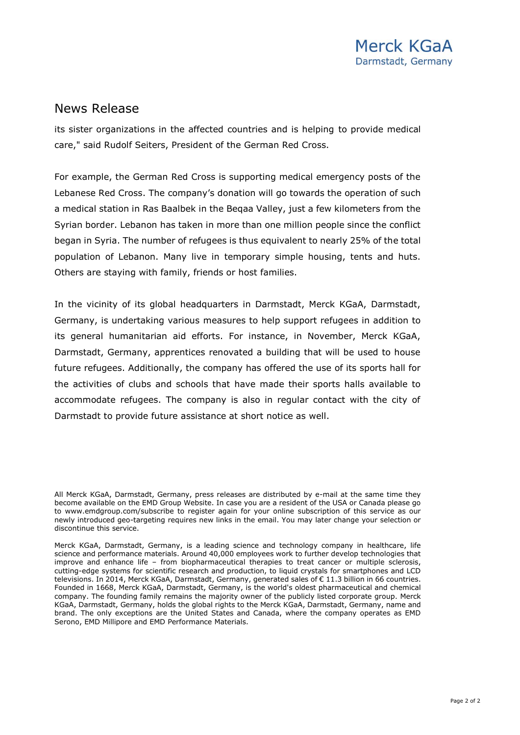# News Release

its sister organizations in the affected countries and is helping to provide medical care," said Rudolf Seiters, President of the German Red Cross.

For example, the German Red Cross is supporting medical emergency posts of the Lebanese Red Cross. The company's donation will go towards the operation of such a medical station in Ras Baalbek in the Beqaa Valley, just a few kilometers from the Syrian border. Lebanon has taken in more than one million people since the conflict began in Syria. The number of refugees is thus equivalent to nearly 25% of the total population of Lebanon. Many live in temporary simple housing, tents and huts. Others are staying with family, friends or host families.

In the vicinity of its global headquarters in Darmstadt, Merck KGaA, Darmstadt, Germany, is undertaking various measures to help support refugees in addition to its general humanitarian aid efforts. For instance, in November, Merck KGaA, Darmstadt, Germany, apprentices renovated a building that will be used to house future refugees. Additionally, the company has offered the use of its sports hall for the activities of clubs and schools that have made their sports halls available to accommodate refugees. The company is also in regular contact with the city of Darmstadt to provide future assistance at short notice as well.

All Merck KGaA, Darmstadt, Germany, press releases are distributed by e-mail at the same time they become available on the EMD Group Website. In case you are a resident of the USA or Canada please go to www.emdgroup.com/subscribe to register again for your online subscription of this service as our newly introduced geo-targeting requires new links in the email. You may later change your selection or discontinue this service.

Merck KGaA, Darmstadt, Germany, is a leading science and technology company in healthcare, life science and performance materials. Around 40,000 employees work to further develop technologies that improve and enhance life – from biopharmaceutical therapies to treat cancer or multiple sclerosis, cutting-edge systems for scientific research and production, to liquid crystals for smartphones and LCD televisions. In 2014, Merck KGaA, Darmstadt, Germany, generated sales of € 11.3 billion in 66 countries. Founded in 1668, Merck KGaA, Darmstadt, Germany, is the world's oldest pharmaceutical and chemical company. The founding family remains the majority owner of the publicly listed corporate group. Merck KGaA, Darmstadt, Germany, holds the global rights to the Merck KGaA, Darmstadt, Germany, name and brand. The only exceptions are the United States and Canada, where the company operates as EMD Serono, EMD Millipore and EMD Performance Materials.